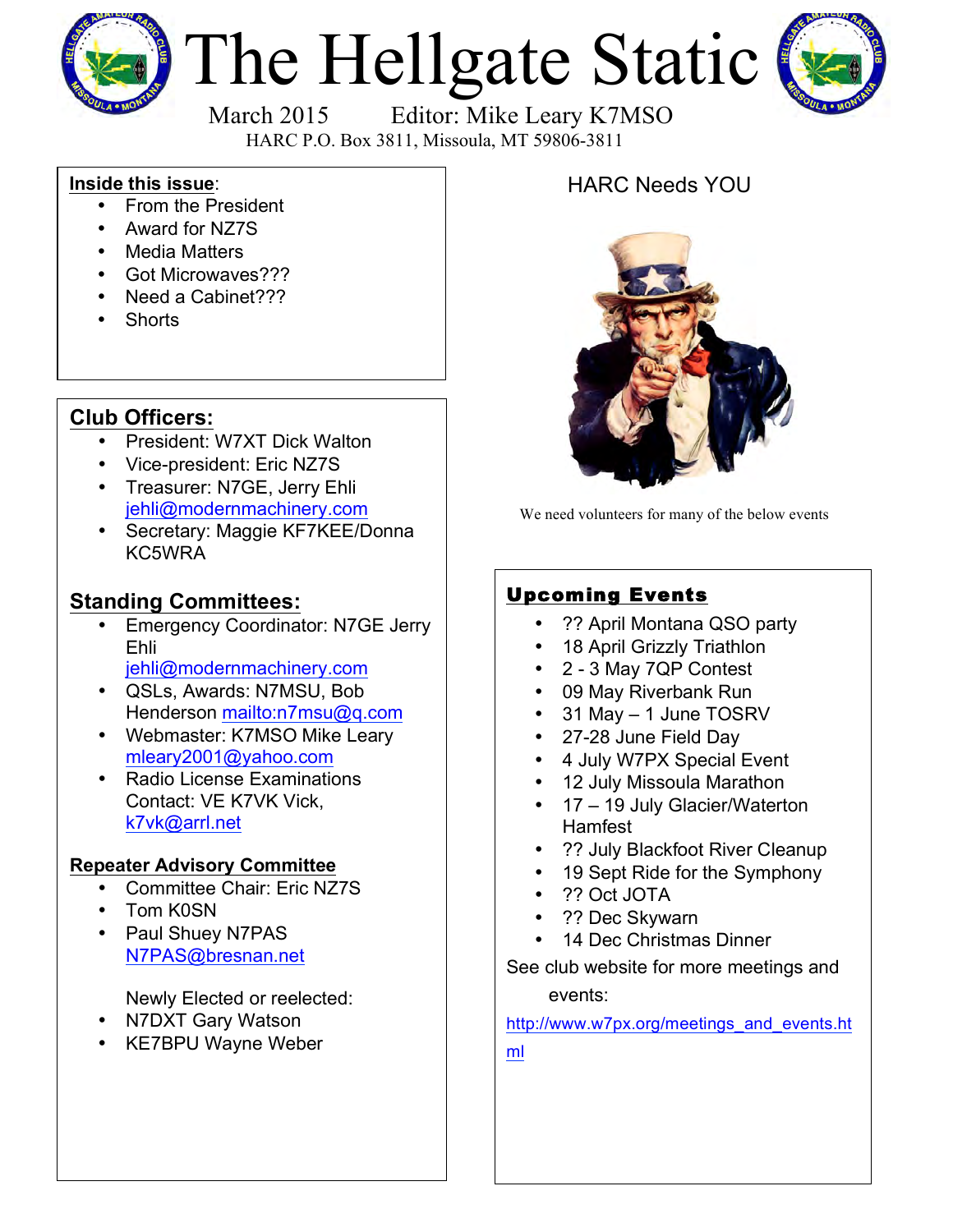# The Hellgate Static

March 2015 Editor: Mike Leary K7MSO

HARC P.O. Box 3811, Missoula, MT 59806-3811

**Inside this issue:**

- From the President
- Award for NZ7S
- Media Matters
- Got Microwaves???
- Need a Cabinet???
- Shorts

## Club Officers:

- President: W7XT Dick Walton
- Vice-president: Eric NZ7S
- Treasurer: N7GE, Jerry Ehli jehli@modernmachinery.com
- Secretary: Maggie KF7KEE/Donna KC5WRA

## Standing Committees:

- Emergency Coordinator: N7GE Jerry Ehli jehli@modernmachinery.com
- QSLs, Awards: N7MSU, Bob Henderson mailto:n7msu@q.com
- Webmaster: K7MSO Mike Leary mleary2001@yahoo.com
- Radio License Examinations Contact: VE K7VK Vick, k7vk@arrl.net

### Repeater Advisory Committee

- Committee Chair: Eric NZ7S
- Tom K0SN
- Paul Shuey N7PAS N7PAS@bresnan.net

Newly Elected or reelected:

- N7DXT Gary Watson
- KE7BPU Wayne Weber

## HARC Needs YOU

We need volunteers for many of the below events

## Upcoming Events

- ?? April Montana QSO party
- 18 April Grizzly Triathlon
- 2 - 3 May 7QP Contest
- 09 May Riverbank Run
- 31 May – 1 June TOSRV
- 27-28 June Field Day
- 4 July W7PX Special Event
- 12 July Missoula Marathon
- 17 – 19 July Glacier/Waterton Hamfest
- ?? July Blackfoot River Cleanup
- 19 Sept Ride for the Symphony
- ?? Oct JOTA
- ?? Dec Skywarn
- 14 Dec Christmas Dinner

See club website for more meetings and events:

http://www.w7px.org/meetings_and_events.html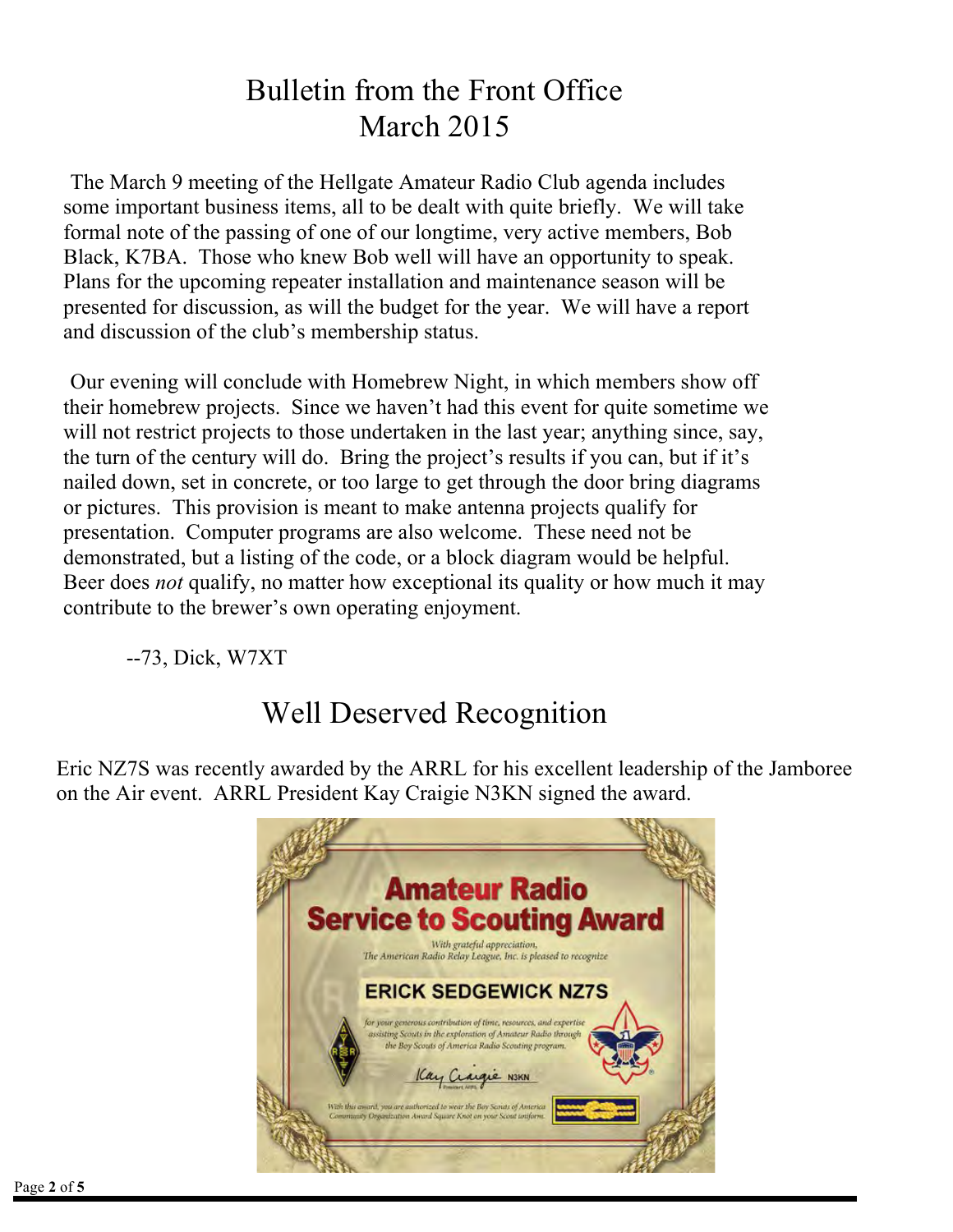# Bulletin from the Front Office
# March 2015

The March 9 meeting of the Hellgate Amateur Radio Club agenda includes some important business items, all to be dealt with quite briefly. We will take formal note of the passing of one of our longtime, very active members, Bob Black, K7BA. Those who knew Bob well will have an opportunity to speak. Plans for the upcoming repeater installation and maintenance season will be presented for discussion, as will the budget for the year. We will have a report and discussion of the club's membership status.

Our evening will conclude with Homebrew Night, in which members show off their homebrew projects. Since we haven't had this event for quite sometime we will not restrict projects to those undertaken in the last year; anything since, say, the turn of the century will do. Bring the project's results if you can, but if it's nailed down, set in concrete, or too large to get through the door bring diagrams or pictures. This provision is meant to make antenna projects qualify for presentation. Computer programs are also welcome. These need not be demonstrated, but a listing of the code, or a block diagram would be helpful. Beer does *not* qualify, no matter how exceptional its quality or how much it may contribute to the brewer's own operating enjoyment.

--73, Dick, W7XT

# Well Deserved Recognition

Eric NZ7S was recently awarded by the ARRL for his excellent leadership of the Jamboree on the Air event. ARRL President Kay Craigie N3KN signed the award.

**Amateur Radio Service to Scouting Award**

*With grateful appreciation,*
*The American Radio Relay League, Inc. is pleased to recognize*

**ERICK SEDGEWICK NZ7S**

*for your generous contribution of time, resources, and expertise assisting Scouts in the exploration of Amateur Radio through the Boy Scouts of America Radio Scouting program.*

Kay Craigie N3KN
President, ARRL

*With this award, you are authorized to wear the Boy Scouts of America Community Organization Award Square Knot on your Scout uniform.*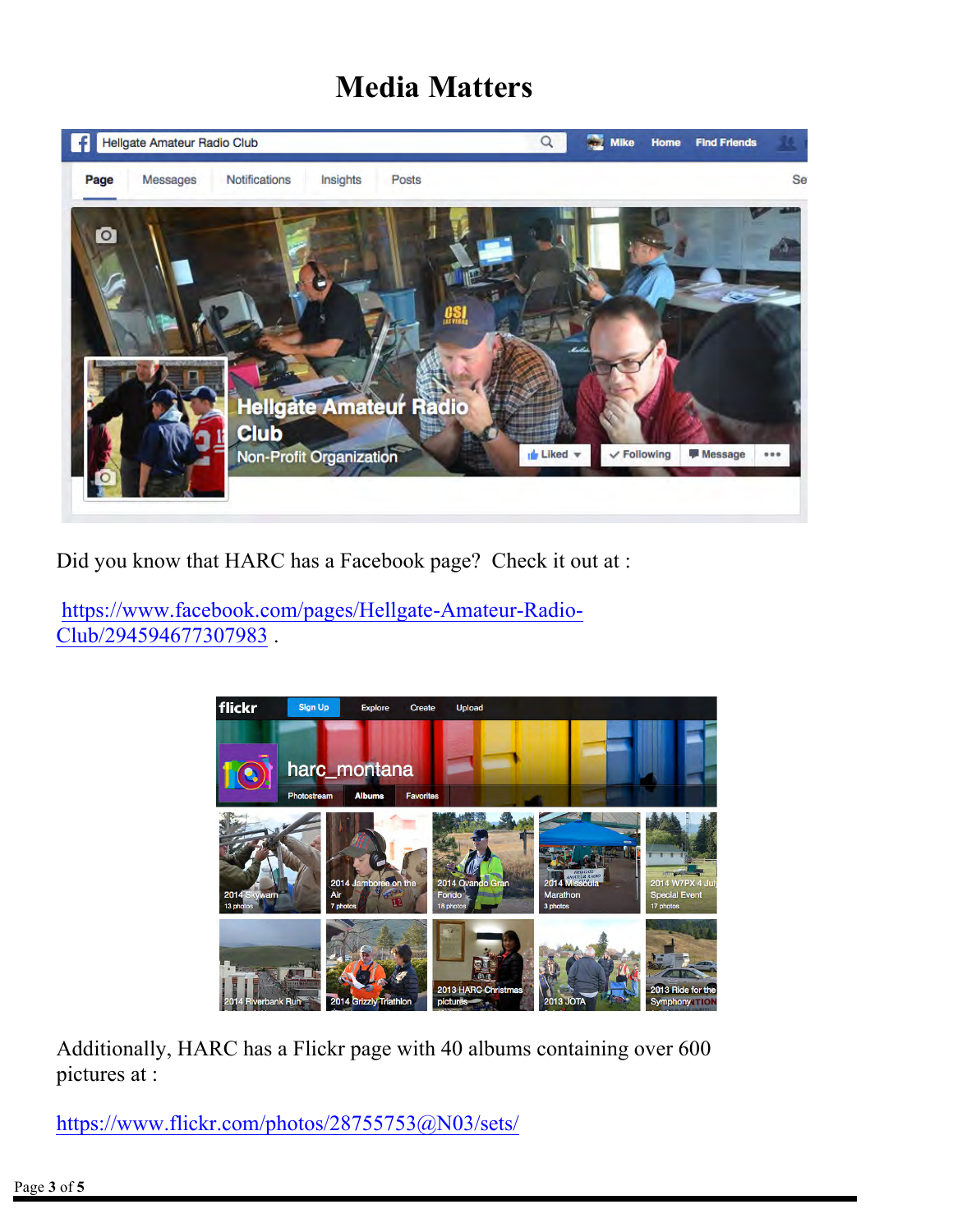# Media Matters

Did you know that HARC has a Facebook page? Check it out at :

https://www.facebook.com/pages/Hellgate-Amateur-Radio-Club/294594677307983 .

Additionally, HARC has a Flickr page with 40 albums containing over 600 pictures at :

https://www.flickr.com/photos/28755753@N03/sets/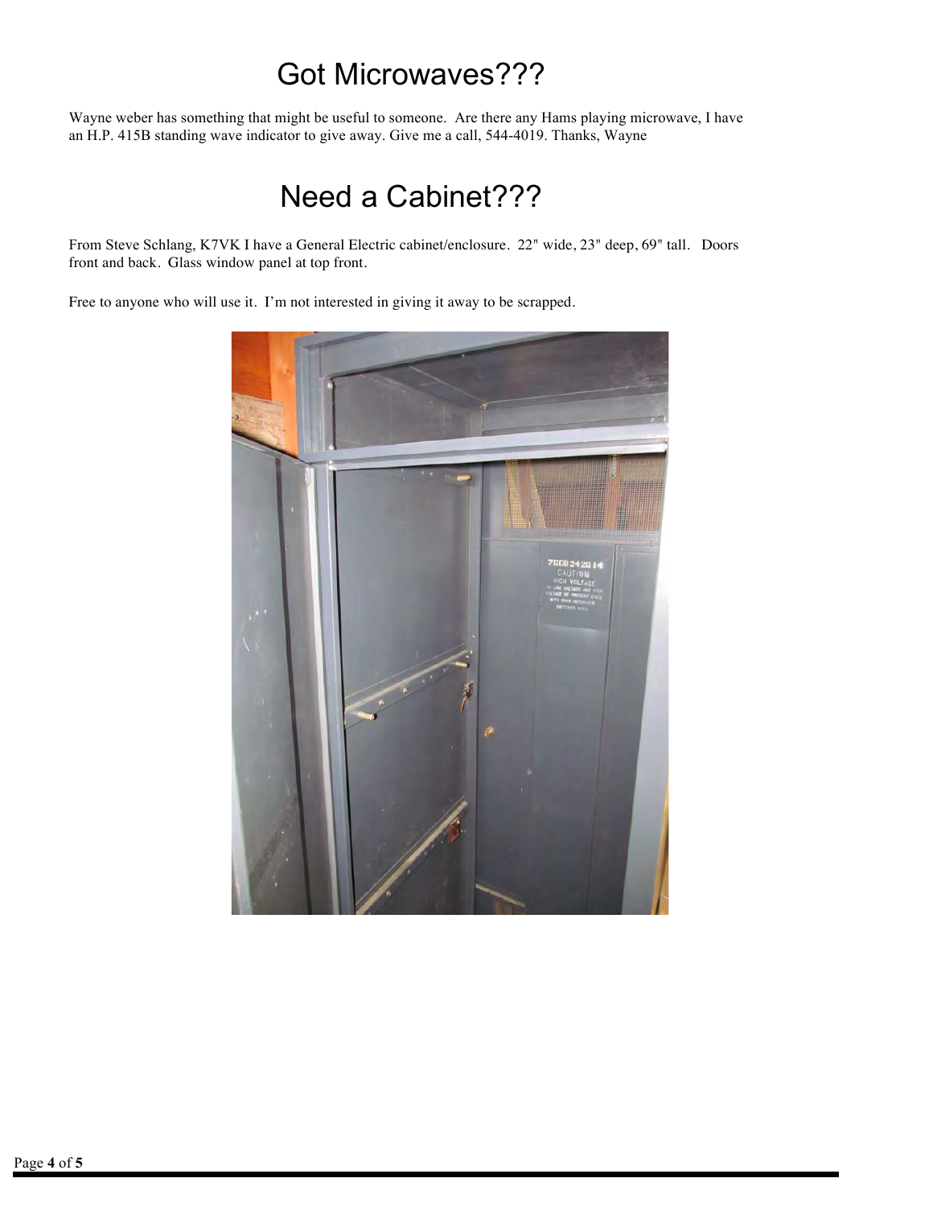# Got Microwaves???

Wayne weber has something that might be useful to someone. Are there any Hams playing microwave, I have an H.P. 415B standing wave indicator to give away. Give me a call, 544-4019. Thanks, Wayne

# Need a Cabinet???

From Steve Schlang, K7VK I have a General Electric cabinet/enclosure. 22" wide, 23" deep, 69" tall. Doors front and back. Glass window panel at top front.

Free to anyone who will use it. I'm not interested in giving it away to be scrapped.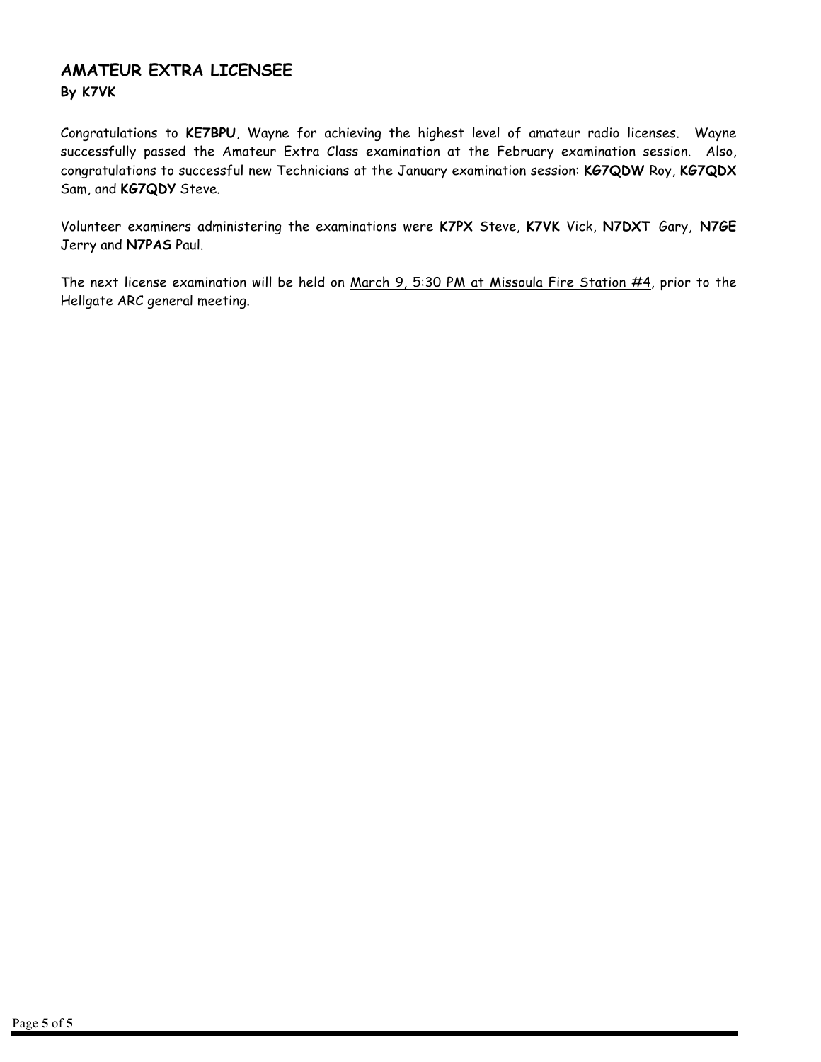## AMATEUR EXTRA LICENSEE

**By K7VK**

Congratulations to **KE7BPU**, Wayne for achieving the highest level of amateur radio licenses. Wayne successfully passed the Amateur Extra Class examination at the February examination session. Also, congratulations to successful new Technicians at the January examination session: **KG7QDW** Roy, **KG7QDX** Sam, and **KG7QDY** Steve.

Volunteer examiners administering the examinations were **K7PX** Steve, **K7VK** Vick, **N7DXT** Gary, **N7GE** Jerry and **N7PAS** Paul.

The next license examination will be held on <u>March 9, 5:30 PM at Missoula Fire Station #4</u>, prior to the Hellgate ARC general meeting.